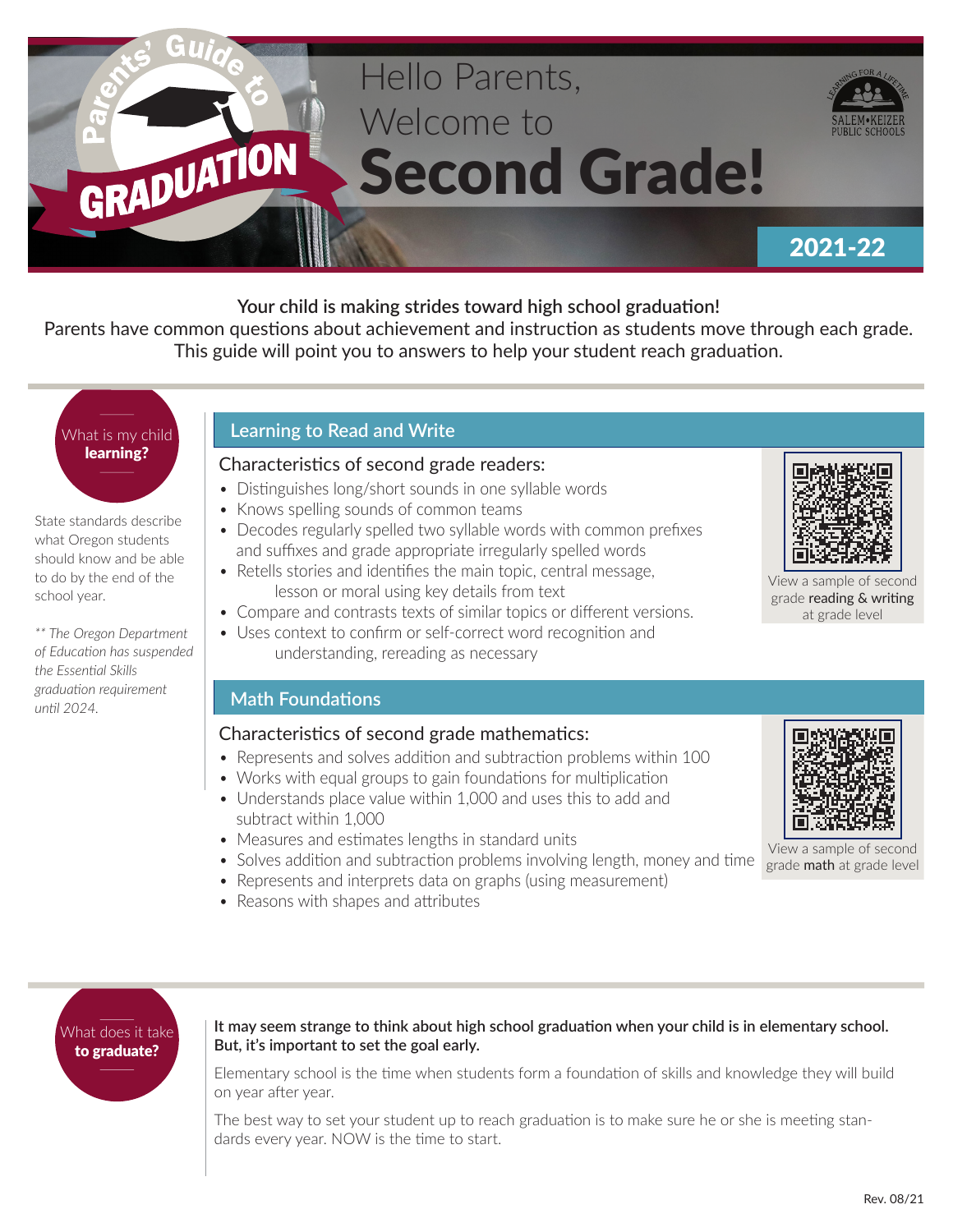# Parents' Guide to GRADUATION

## Hello Parents, Welcome to Second Grade!

SALEM•KEIZER PUBLIC SCHOOLS — Learning for a Lifetime

**2021-22**

**Your child is making strides toward high school graduation!**

Parents have common questions about achievement and instruction as students move through each grade. This guide will point you to answers to help your student reach graduation.

### What is my child **learning?**

State standards describe what Oregon students should know and be able to do by the end of the school year.

*** The Oregon Department of Education has suspended the Essential Skills graduation requirement until 2024.*

## Learning to Read and Write

### Characteristics of second grade readers:

- Distinguishes long/short sounds in one syllable words
- Knows spelling sounds of common teams
- Decodes regularly spelled two syllable words with common prefixes and suffixes and grade appropriate irregularly spelled words
- Retells stories and identifies the main topic, central message, lesson or moral using key details from text
- Compare and contrasts texts of similar topics or different versions.
- Uses context to confirm or self-correct word recognition and understanding, rereading as necessary

View a sample of second grade **reading & writing** at grade level

## Math Foundations

### Characteristics of second grade mathematics:

- Represents and solves addition and subtraction problems within 100
- Works with equal groups to gain foundations for multiplication
- Understands place value within 1,000 and uses this to add and subtract within 1,000
- Measures and estimates lengths in standard units
- Solves addition and subtraction problems involving length, money and time
- Represents and interprets data on graphs (using measurement)
- Reasons with shapes and attributes

View a sample of second grade **math** at grade level

### What does it take **to graduate?**

**It may seem strange to think about high school graduation when your child is in elementary school. But, it's important to set the goal early.**

Elementary school is the time when students form a foundation of skills and knowledge they will build on year after year.

The best way to set your student up to reach graduation is to make sure he or she is meeting standards every year. NOW is the time to start.

Rev. 08/21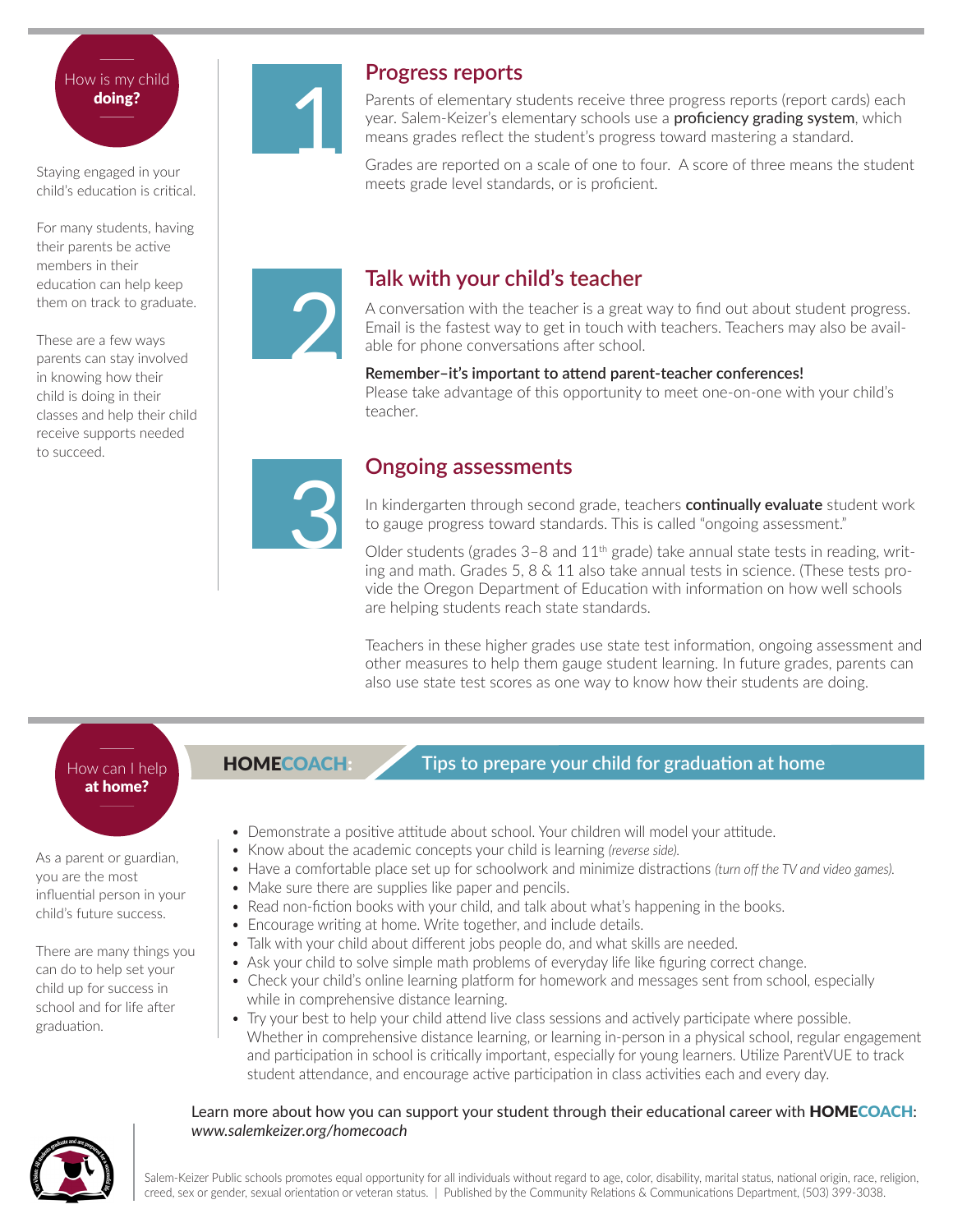## How is my child **doing?**

Staying engaged in your child's education is critical.

For many students, having their parents be active members in their education can help keep them on track to graduate.

These are a few ways parents can stay involved in knowing how their child is doing in their classes and help their child receive supports needed to succeed.

### 1 Progress reports

Parents of elementary students receive three progress reports (report cards) each year. Salem-Keizer's elementary schools use a **proficiency grading system**, which means grades reflect the student's progress toward mastering a standard.

Grades are reported on a scale of one to four. A score of three means the student meets grade level standards, or is proficient.

### 2 Talk with your child's teacher

A conversation with the teacher is a great way to find out about student progress. Email is the fastest way to get in touch with teachers. Teachers may also be available for phone conversations after school.

**Remember–it's important to attend parent-teacher conferences!**
Please take advantage of this opportunity to meet one-on-one with your child's teacher.

### 3 Ongoing assessments

In kindergarten through second grade, teachers **continually evaluate** student work to gauge progress toward standards. This is called "ongoing assessment."

Older students (grades 3–8 and 11th grade) take annual state tests in reading, writing and math. Grades 5, 8 & 11 also take annual tests in science. (These tests provide the Oregon Department of Education with information on how well schools are helping students reach state standards.

Teachers in these higher grades use state test information, ongoing assessment and other measures to help them gauge student learning. In future grades, parents can also use state test scores as one way to know how their students are doing.

## How can I help **at home?**

As a parent or guardian, you are the most influential person in your child's future success.

There are many things you can do to help set your child up for success in school and for life after graduation.

### HOMECOACH: Tips to prepare your child for graduation at home

- Demonstrate a positive attitude about school. Your children will model your attitude.
- Know about the academic concepts your child is learning *(reverse side).*
- Have a comfortable place set up for schoolwork and minimize distractions *(turn off the TV and video games).*
- Make sure there are supplies like paper and pencils.
- Read non-fiction books with your child, and talk about what's happening in the books.
- Encourage writing at home. Write together, and include details.
- Talk with your child about different jobs people do, and what skills are needed.
- Ask your child to solve simple math problems of everyday life like figuring correct change.
- Check your child's online learning platform for homework and messages sent from school, especially while in comprehensive distance learning.
- Try your best to help your child attend live class sessions and actively participate where possible. Whether in comprehensive distance learning, or learning in-person in a physical school, regular engagement and participation in school is critically important, especially for young learners. Utilize ParentVUE to track student attendance, and encourage active participation in class activities each and every day.

Learn more about how you can support your student through their educational career with **HOMECOACH**: *www.salemkeizer.org/homecoach*

Salem-Keizer Public schools promotes equal opportunity for all individuals without regard to age, color, disability, marital status, national origin, race, religion, creed, sex or gender, sexual orientation or veteran status. | Published by the Community Relations & Communications Department, (503) 399-3038.